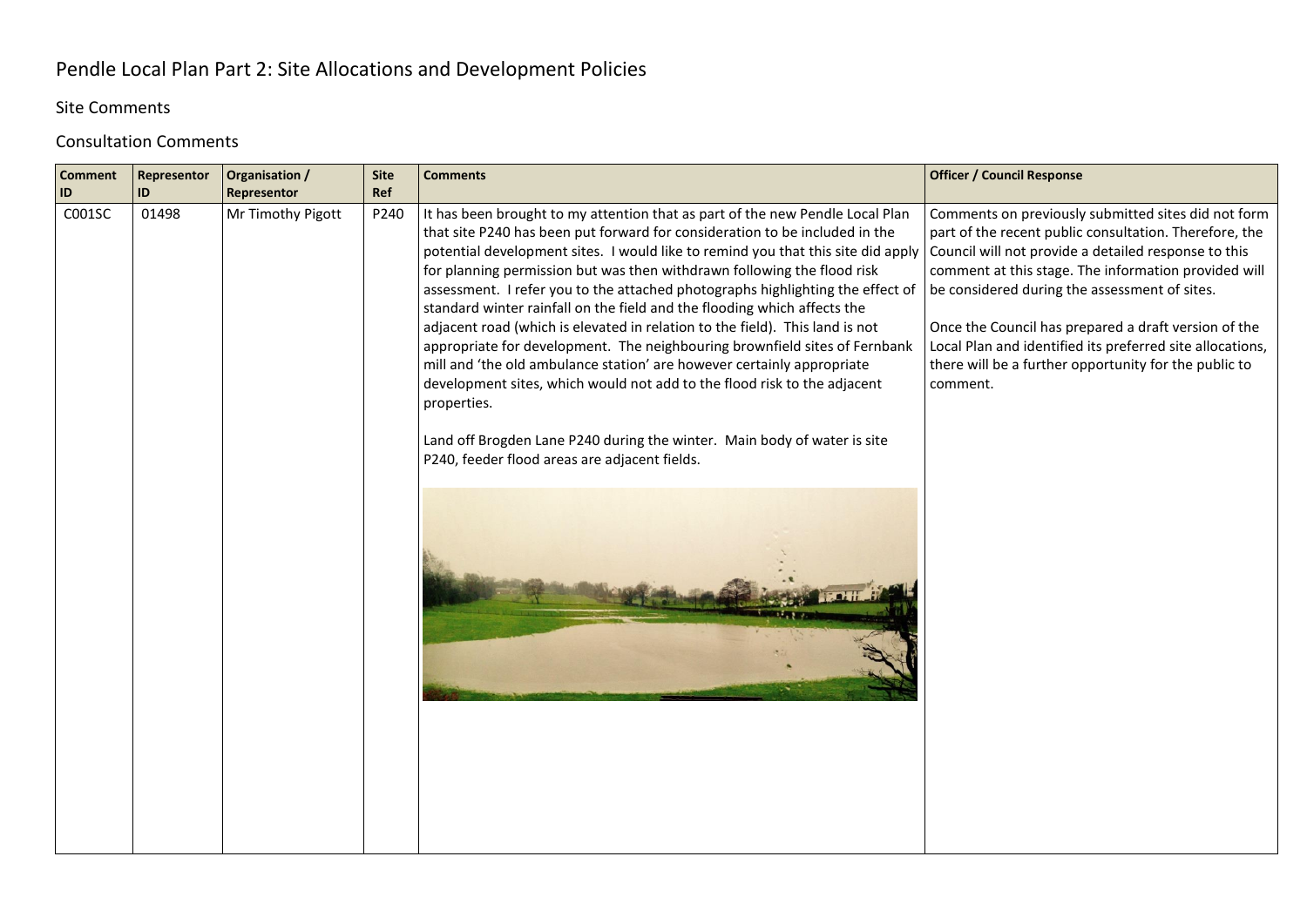# Pendle Local Plan Part 2: Site Allocations and Development Policies

## Site Comments

## Consultation Comments

| Comment ID | Representor ID | Organisation / Representor | Site Ref | Comments | Officer / Council Response |
|---|---|---|---|---|---|
| C001SC | 01498 | Mr Timothy Pigott | P240 | It has been brought to my attention that as part of the new Pendle Local Plan that site P240 has been put forward for consideration to be included in the potential development sites. I would like to remind you that this site did apply for planning permission but was then withdrawn following the flood risk assessment. I refer you to the attached photographs highlighting the effect of standard winter rainfall on the field and the flooding which affects the adjacent road (which is elevated in relation to the field). This land is not appropriate for development. The neighbouring brownfield sites of Fernbank mill and 'the old ambulance station' are however certainly appropriate development sites, which would not add to the flood risk to the adjacent properties.<br><br>Land off Brogden Lane P240 during the winter. Main body of water is site P240, feeder flood areas are adjacent fields. | Comments on previously submitted sites did not form part of the recent public consultation. Therefore, the Council will not provide a detailed response to this comment at this stage. The information provided will be considered during the assessment of sites.<br><br>Once the Council has prepared a draft version of the Local Plan and identified its preferred site allocations, there will be a further opportunity for the public to comment. |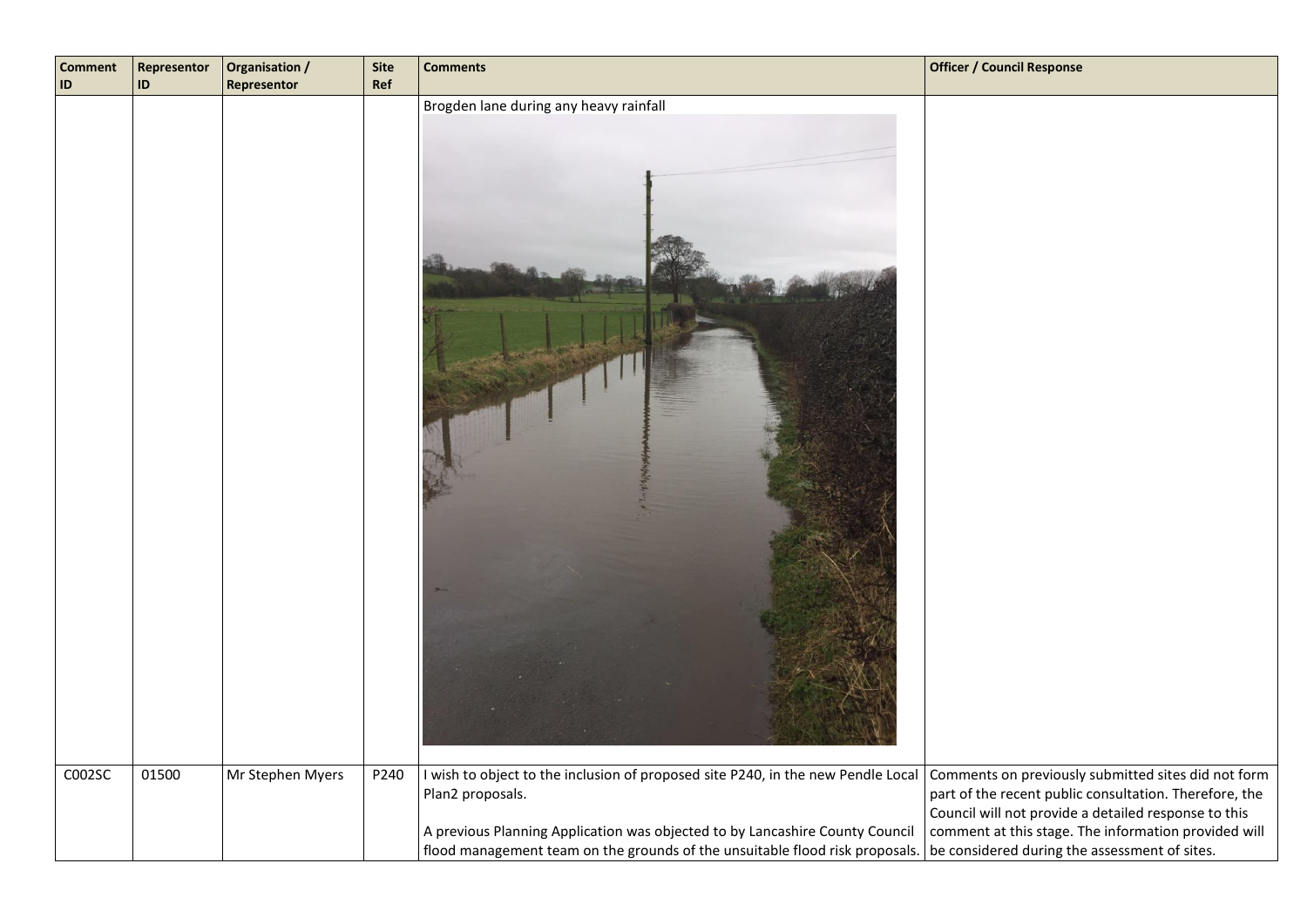| Comment ID | Representor ID | Organisation / Representor | Site Ref | Comments | Officer / Council Response |
|---|---|---|---|---|---|
| | | | | Brogden lane during any heavy rainfall | |
| C002SC | 01500 | Mr Stephen Myers | P240 | I wish to object to the inclusion of proposed site P240, in the new Pendle Local Plan2 proposals.<br><br>A previous Planning Application was objected to by Lancashire County Council flood management team on the grounds of the unsuitable flood risk proposals. | Comments on previously submitted sites did not form part of the recent public consultation. Therefore, the Council will not provide a detailed response to this comment at this stage. The information provided will be considered during the assessment of sites. |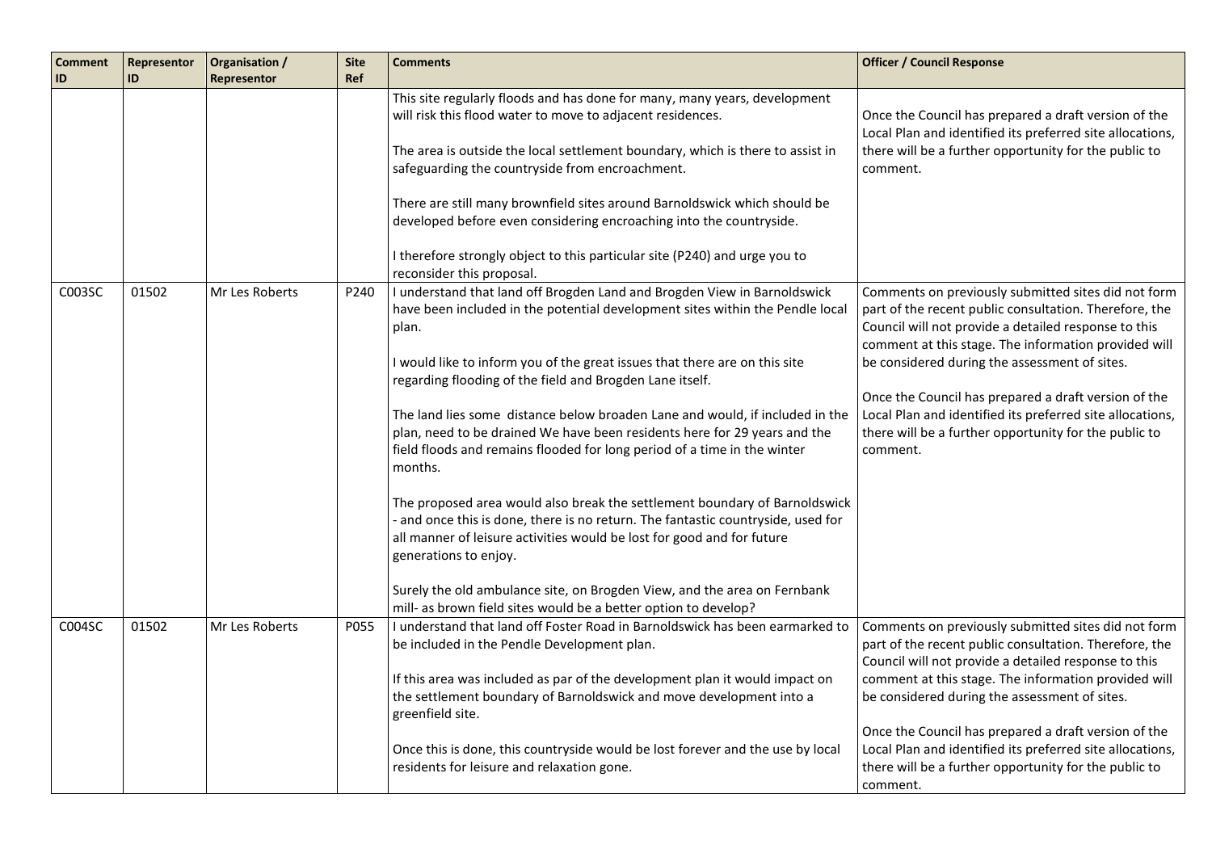| Comment ID | Representor ID | Organisation / Representor | Site Ref | Comments | Officer / Council Response |
|---|---|---|---|---|---|
| | | | | This site regularly floods and has done for many, many years, development will risk this flood water to move to adjacent residences.<br><br>The area is outside the local settlement boundary, which is there to assist in safeguarding the countryside from encroachment.<br><br>There are still many brownfield sites around Barnoldswick which should be developed before even considering encroaching into the countryside.<br><br>I therefore strongly object to this particular site (P240) and urge you to reconsider this proposal. | Once the Council has prepared a draft version of the Local Plan and identified its preferred site allocations, there will be a further opportunity for the public to comment. |
| C003SC | 01502 | Mr Les Roberts | P240 | I understand that land off Brogden Land and Brogden View in Barnoldswick have been included in the potential development sites within the Pendle local plan.<br><br>I would like to inform you of the great issues that there are on this site regarding flooding of the field and Brogden Lane itself.<br><br>The land lies some distance below broaden Lane and would, if included in the plan, need to be drained We have been residents here for 29 years and the field floods and remains flooded for long period of a time in the winter months.<br><br>The proposed area would also break the settlement boundary of Barnoldswick - and once this is done, there is no return. The fantastic countryside, used for all manner of leisure activities would be lost for good and for future generations to enjoy.<br><br>Surely the old ambulance site, on Brogden View, and the area on Fernbank mill- as brown field sites would be a better option to develop? | Comments on previously submitted sites did not form part of the recent public consultation. Therefore, the Council will not provide a detailed response to this comment at this stage. The information provided will be considered during the assessment of sites.<br><br>Once the Council has prepared a draft version of the Local Plan and identified its preferred site allocations, there will be a further opportunity for the public to comment. |
| C004SC | 01502 | Mr Les Roberts | P055 | I understand that land off Foster Road in Barnoldswick has been earmarked to be included in the Pendle Development plan.<br><br>If this area was included as par of the development plan it would impact on the settlement boundary of Barnoldswick and move development into a greenfield site.<br><br>Once this is done, this countryside would be lost forever and the use by local residents for leisure and relaxation gone. | Comments on previously submitted sites did not form part of the recent public consultation. Therefore, the Council will not provide a detailed response to this comment at this stage. The information provided will be considered during the assessment of sites.<br><br>Once the Council has prepared a draft version of the Local Plan and identified its preferred site allocations, there will be a further opportunity for the public to comment. |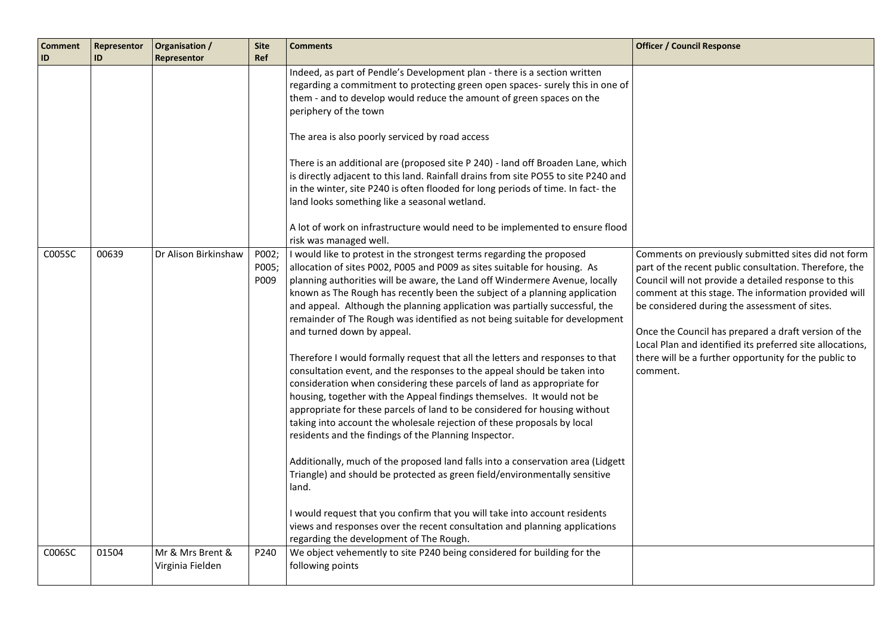| Comment ID | Representor ID | Organisation / Representor | Site Ref | Comments | Officer / Council Response |
|---|---|---|---|---|---|
| | | | | Indeed, as part of Pendle's Development plan - there is a section written regarding a commitment to protecting green open spaces- surely this in one of them - and to develop would reduce the amount of green spaces on the periphery of the town<br><br>The area is also poorly serviced by road access<br><br>There is an additional are (proposed site P 240) - land off Broaden Lane, which is directly adjacent to this land. Rainfall drains from site PO55 to site P240 and in the winter, site P240 is often flooded for long periods of time. In fact- the land looks something like a seasonal wetland.<br><br>A lot of work on infrastructure would need to be implemented to ensure flood risk was managed well. | |
| C005SC | 00639 | Dr Alison Birkinshaw | P002; P005; P009 | I would like to protest in the strongest terms regarding the proposed allocation of sites P002, P005 and P009 as sites suitable for housing. As planning authorities will be aware, the Land off Windermere Avenue, locally known as The Rough has recently been the subject of a planning application and appeal. Although the planning application was partially successful, the remainder of The Rough was identified as not being suitable for development and turned down by appeal.<br><br>Therefore I would formally request that all the letters and responses to that consultation event, and the responses to the appeal should be taken into consideration when considering these parcels of land as appropriate for housing, together with the Appeal findings themselves. It would not be appropriate for these parcels of land to be considered for housing without taking into account the wholesale rejection of these proposals by local residents and the findings of the Planning Inspector.<br><br>Additionally, much of the proposed land falls into a conservation area (Lidgett Triangle) and should be protected as green field/environmentally sensitive land.<br><br>I would request that you confirm that you will take into account residents views and responses over the recent consultation and planning applications regarding the development of The Rough. | Comments on previously submitted sites did not form part of the recent public consultation. Therefore, the Council will not provide a detailed response to this comment at this stage. The information provided will be considered during the assessment of sites.<br><br>Once the Council has prepared a draft version of the Local Plan and identified its preferred site allocations, there will be a further opportunity for the public to comment. |
| C006SC | 01504 | Mr & Mrs Brent & Virginia Fielden | P240 | We object vehemently to site P240 being considered for building for the following points | |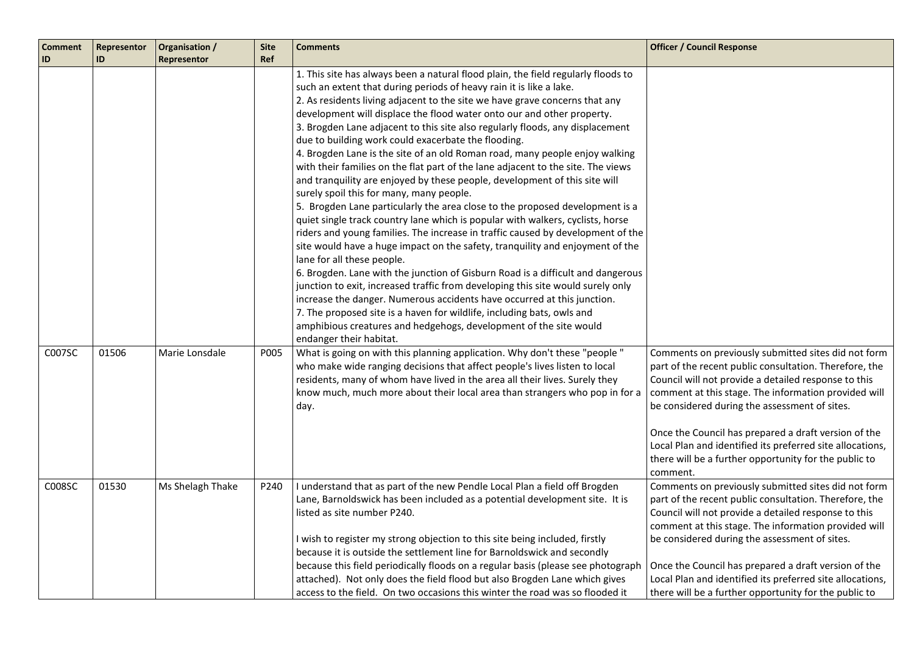| Comment ID | Representor ID | Organisation / Representor | Site Ref | Comments | Officer / Council Response |
|---|---|---|---|---|---|
| | | | | 1. This site has always been a natural flood plain, the field regularly floods to such an extent that during periods of heavy rain it is like a lake.<br>2. As residents living adjacent to the site we have grave concerns that any development will displace the flood water onto our and other property.<br>3. Brogden Lane adjacent to this site also regularly floods, any displacement due to building work could exacerbate the flooding.<br>4. Brogden Lane is the site of an old Roman road, many people enjoy walking with their families on the flat part of the lane adjacent to the site. The views and tranquility are enjoyed by these people, development of this site will surely spoil this for many, many people.<br>5. Brogden Lane particularly the area close to the proposed development is a quiet single track country lane which is popular with walkers, cyclists, horse riders and young families. The increase in traffic caused by development of the site would have a huge impact on the safety, tranquility and enjoyment of the lane for all these people.<br>6. Brogden. Lane with the junction of Gisburn Road is a difficult and dangerous junction to exit, increased traffic from developing this site would surely only increase the danger. Numerous accidents have occurred at this junction.<br>7. The proposed site is a haven for wildlife, including bats, owls and amphibious creatures and hedgehogs, development of the site would endanger their habitat. | |
| C007SC | 01506 | Marie Lonsdale | P005 | What is going on with this planning application. Why don't these "people " who make wide ranging decisions that affect people's lives listen to local residents, many of whom have lived in the area all their lives. Surely they know much, much more about their local area than strangers who pop in for a day. | Comments on previously submitted sites did not form part of the recent public consultation. Therefore, the Council will not provide a detailed response to this comment at this stage. The information provided will be considered during the assessment of sites.<br><br>Once the Council has prepared a draft version of the Local Plan and identified its preferred site allocations, there will be a further opportunity for the public to comment. |
| C008SC | 01530 | Ms Shelagh Thake | P240 | I understand that as part of the new Pendle Local Plan a field off Brogden Lane, Barnoldswick has been included as a potential development site. It is listed as site number P240.<br><br>I wish to register my strong objection to this site being included, firstly because it is outside the settlement line for Barnoldswick and secondly because this field periodically floods on a regular basis (please see photograph attached). Not only does the field flood but also Brogden Lane which gives access to the field. On two occasions this winter the road was so flooded it | Comments on previously submitted sites did not form part of the recent public consultation. Therefore, the Council will not provide a detailed response to this comment at this stage. The information provided will be considered during the assessment of sites.<br><br>Once the Council has prepared a draft version of the Local Plan and identified its preferred site allocations, there will be a further opportunity for the public to |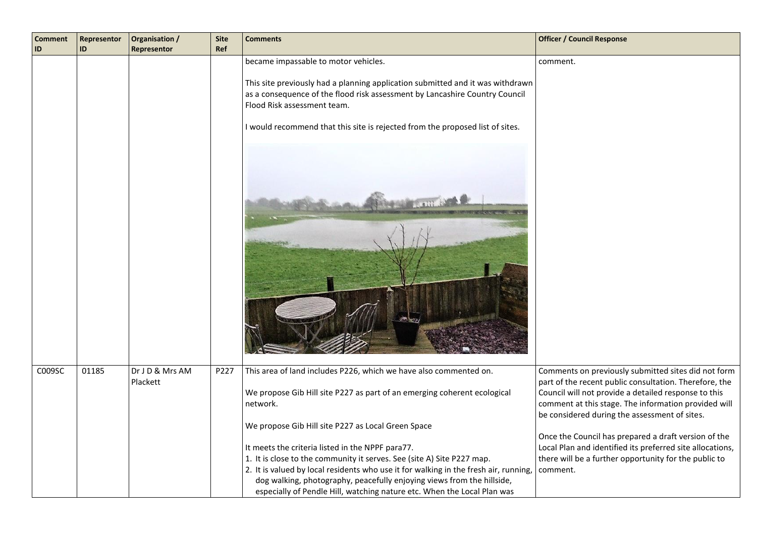| Comment ID | Representor ID | Organisation / Representor | Site Ref | Comments | Officer / Council Response |
|---|---|---|---|---|---|
| | | | | became impassable to motor vehicles.<br><br>This site previously had a planning application submitted and it was withdrawn as a consequence of the flood risk assessment by Lancashire Country Council Flood Risk assessment team.<br><br>I would recommend that this site is rejected from the proposed list of sites. | comment. |
| C009SC | 01185 | Dr J D & Mrs AM Plackett | P227 | This area of land includes P226, which we have also commented on.<br><br>We propose Gib Hill site P227 as part of an emerging coherent ecological network.<br><br>We propose Gib Hill site P227 as Local Green Space<br><br>It meets the criteria listed in the NPPF para77.<br>1. It is close to the community it serves. See (site A) Site P227 map.<br>2. It is valued by local residents who use it for walking in the fresh air, running, dog walking, photography, peacefully enjoying views from the hillside, especially of Pendle Hill, watching nature etc. When the Local Plan was | Comments on previously submitted sites did not form part of the recent public consultation. Therefore, the Council will not provide a detailed response to this comment at this stage. The information provided will be considered during the assessment of sites.<br><br>Once the Council has prepared a draft version of the Local Plan and identified its preferred site allocations, there will be a further opportunity for the public to comment. |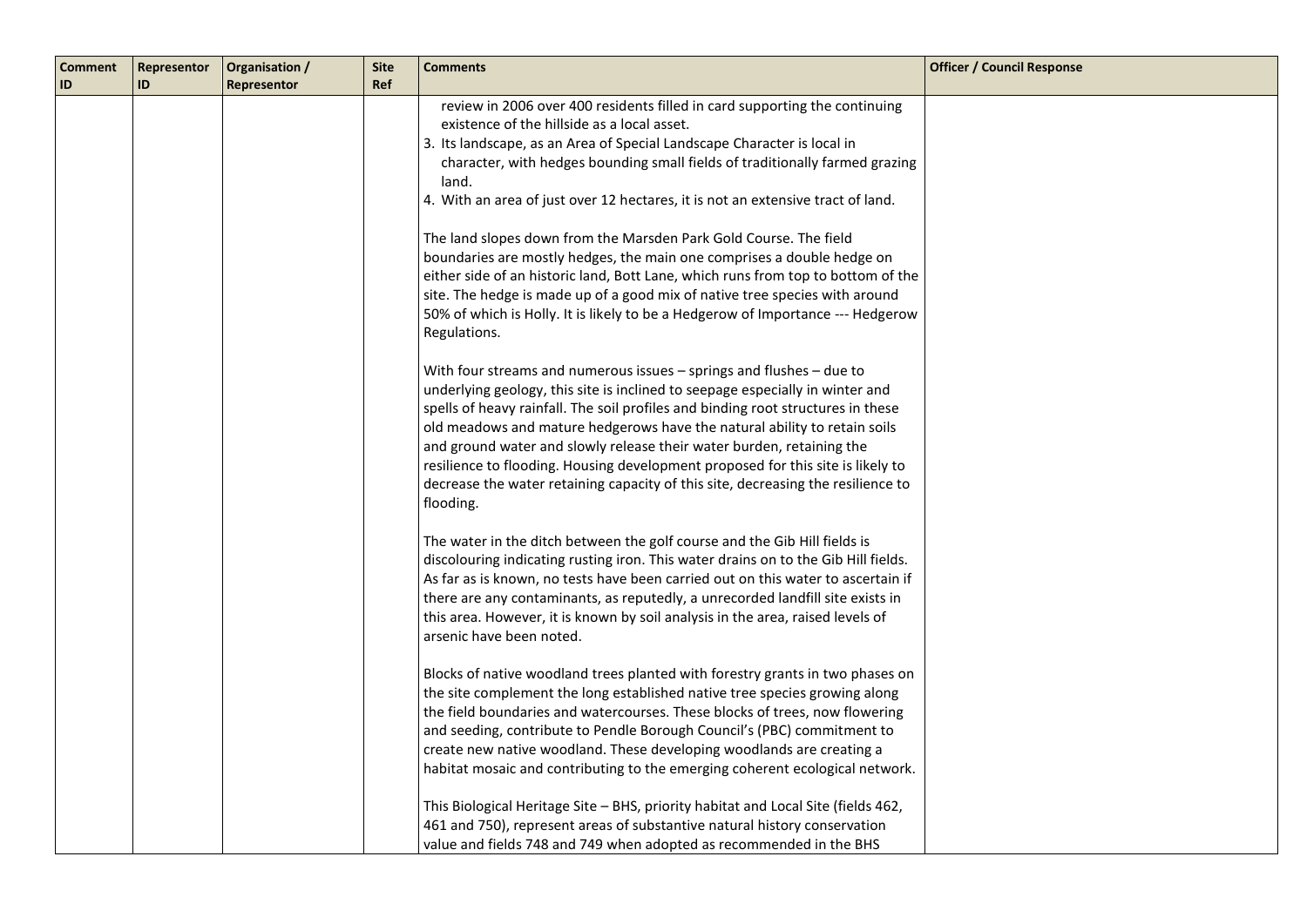| Comment ID | Representor ID | Organisation / Representor | Site Ref | Comments | Officer / Council Response |
|---|---|---|---|---|---|
| | | | | review in 2006 over 400 residents filled in card supporting the continuing existence of the hillside as a local asset.<br>3. Its landscape, as an Area of Special Landscape Character is local in character, with hedges bounding small fields of traditionally farmed grazing land.<br>4. With an area of just over 12 hectares, it is not an extensive tract of land.<br><br>The land slopes down from the Marsden Park Gold Course. The field boundaries are mostly hedges, the main one comprises a double hedge on either side of an historic land, Bott Lane, which runs from top to bottom of the site. The hedge is made up of a good mix of native tree species with around 50% of which is Holly. It is likely to be a Hedgerow of Importance --- Hedgerow Regulations.<br><br>With four streams and numerous issues – springs and flushes – due to underlying geology, this site is inclined to seepage especially in winter and spells of heavy rainfall. The soil profiles and binding root structures in these old meadows and mature hedgerows have the natural ability to retain soils and ground water and slowly release their water burden, retaining the resilience to flooding. Housing development proposed for this site is likely to decrease the water retaining capacity of this site, decreasing the resilience to flooding.<br><br>The water in the ditch between the golf course and the Gib Hill fields is discolouring indicating rusting iron. This water drains on to the Gib Hill fields. As far as is known, no tests have been carried out on this water to ascertain if there are any contaminants, as reputedly, a unrecorded landfill site exists in this area. However, it is known by soil analysis in the area, raised levels of arsenic have been noted.<br><br>Blocks of native woodland trees planted with forestry grants in two phases on the site complement the long established native tree species growing along the field boundaries and watercourses. These blocks of trees, now flowering and seeding, contribute to Pendle Borough Council's (PBC) commitment to create new native woodland. These developing woodlands are creating a habitat mosaic and contributing to the emerging coherent ecological network.<br><br>This Biological Heritage Site – BHS, priority habitat and Local Site (fields 462, 461 and 750), represent areas of substantive natural history conservation value and fields 748 and 749 when adopted as recommended in the BHS | |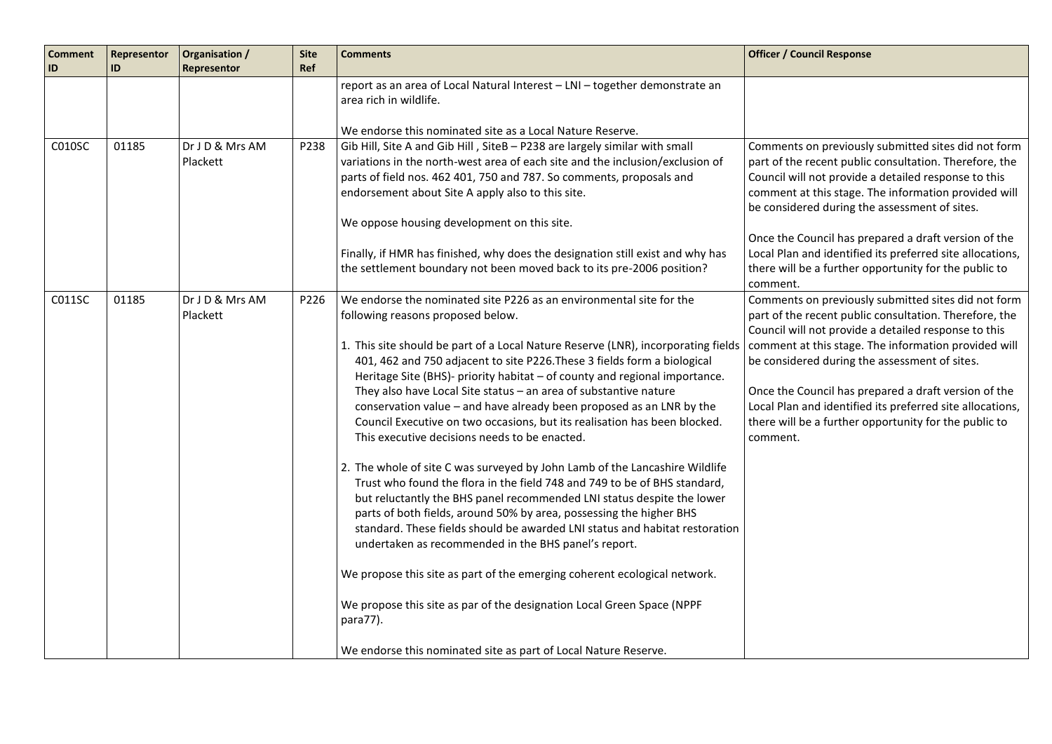| Comment ID | Representor ID | Organisation / Representor | Site Ref | Comments | Officer / Council Response |
|---|---|---|---|---|---|
| | | | | report as an area of Local Natural Interest – LNI – together demonstrate an area rich in wildlife.<br><br>We endorse this nominated site as a Local Nature Reserve. | |
| C010SC | 01185 | Dr J D & Mrs AM Plackett | P238 | Gib Hill, Site A and Gib Hill , SiteB – P238 are largely similar with small variations in the north-west area of each site and the inclusion/exclusion of parts of field nos. 462 401, 750 and 787. So comments, proposals and endorsement about Site A apply also to this site.<br><br>We oppose housing development on this site.<br><br>Finally, if HMR has finished, why does the designation still exist and why has the settlement boundary not been moved back to its pre-2006 position? | Comments on previously submitted sites did not form part of the recent public consultation. Therefore, the Council will not provide a detailed response to this comment at this stage. The information provided will be considered during the assessment of sites.<br><br>Once the Council has prepared a draft version of the Local Plan and identified its preferred site allocations, there will be a further opportunity for the public to comment. |
| C011SC | 01185 | Dr J D & Mrs AM Plackett | P226 | We endorse the nominated site P226 as an environmental site for the following reasons proposed below.<br><br>1. This site should be part of a Local Nature Reserve (LNR), incorporating fields 401, 462 and 750 adjacent to site P226.These 3 fields form a biological Heritage Site (BHS)- priority habitat – of county and regional importance. They also have Local Site status – an area of substantive nature conservation value – and have already been proposed as an LNR by the Council Executive on two occasions, but its realisation has been blocked. This executive decisions needs to be enacted.<br><br>2. The whole of site C was surveyed by John Lamb of the Lancashire Wildlife Trust who found the flora in the field 748 and 749 to be of BHS standard, but reluctantly the BHS panel recommended LNI status despite the lower parts of both fields, around 50% by area, possessing the higher BHS standard. These fields should be awarded LNI status and habitat restoration undertaken as recommended in the BHS panel's report.<br><br>We propose this site as part of the emerging coherent ecological network.<br><br>We propose this site as par of the designation Local Green Space (NPPF para77).<br><br>We endorse this nominated site as part of Local Nature Reserve. | Comments on previously submitted sites did not form part of the recent public consultation. Therefore, the Council will not provide a detailed response to this comment at this stage. The information provided will be considered during the assessment of sites.<br><br>Once the Council has prepared a draft version of the Local Plan and identified its preferred site allocations, there will be a further opportunity for the public to comment. |